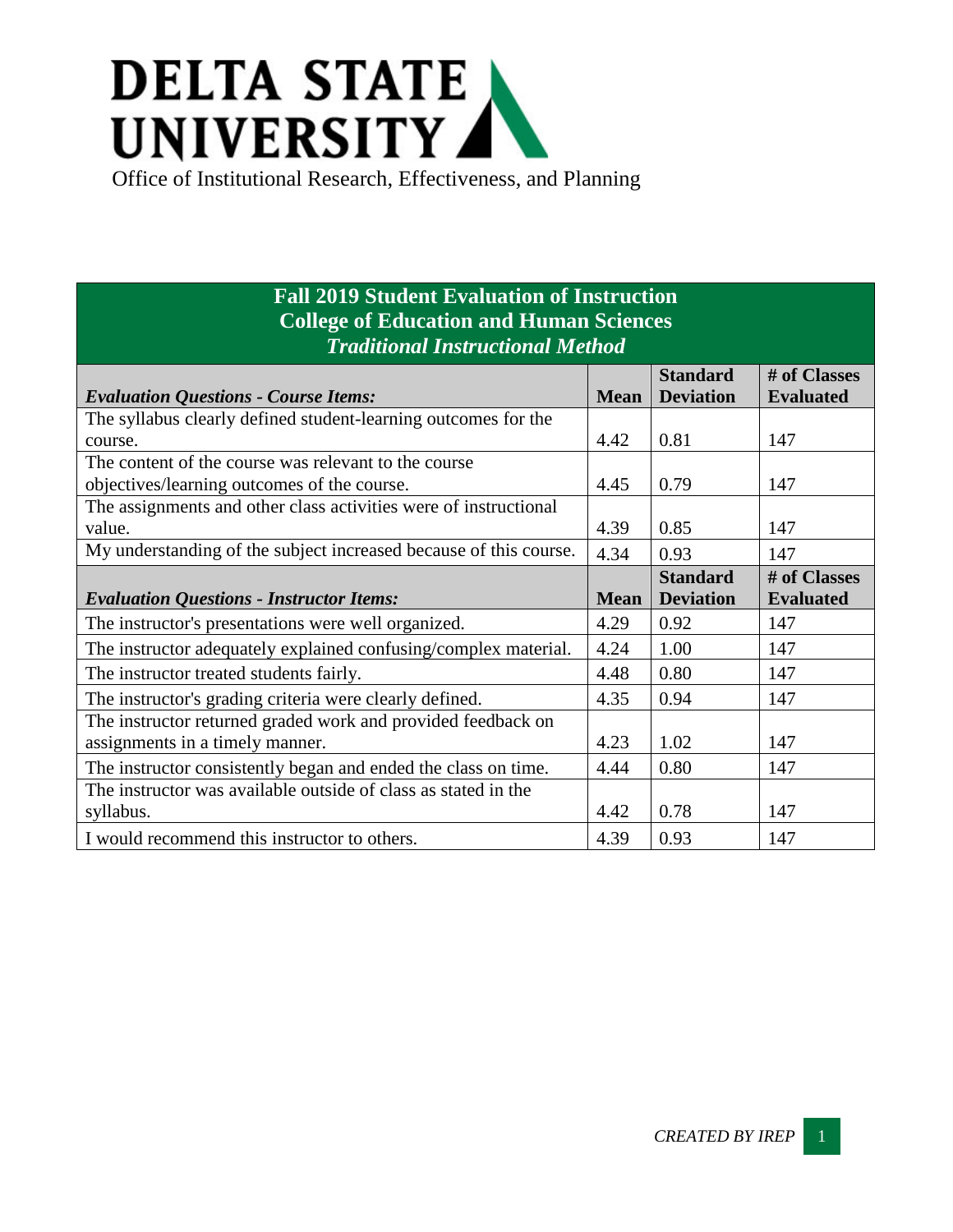# DELTA STATE UNIVERSITY

Office of Institutional Research, Effectiveness, and Planning

## Fall 2019 Student Evaluation of Instruction
## College of Education and Human Sciences
### *Traditional Instructional Method*

| *Evaluation Questions - Course Items:* | Mean | Standard Deviation | # of Classes Evaluated |
|---|---|---|---|
| The syllabus clearly defined student-learning outcomes for the course. | 4.42 | 0.81 | 147 |
| The content of the course was relevant to the course objectives/learning outcomes of the course. | 4.45 | 0.79 | 147 |
| The assignments and other class activities were of instructional value. | 4.39 | 0.85 | 147 |
| My understanding of the subject increased because of this course. | 4.34 | 0.93 | 147 |
| ***Evaluation Questions - Instructor Items:*** | **Mean** | **Standard Deviation** | **# of Classes Evaluated** |
| The instructor's presentations were well organized. | 4.29 | 0.92 | 147 |
| The instructor adequately explained confusing/complex material. | 4.24 | 1.00 | 147 |
| The instructor treated students fairly. | 4.48 | 0.80 | 147 |
| The instructor's grading criteria were clearly defined. | 4.35 | 0.94 | 147 |
| The instructor returned graded work and provided feedback on assignments in a timely manner. | 4.23 | 1.02 | 147 |
| The instructor consistently began and ended the class on time. | 4.44 | 0.80 | 147 |
| The instructor was available outside of class as stated in the syllabus. | 4.42 | 0.78 | 147 |
| I would recommend this instructor to others. | 4.39 | 0.93 | 147 |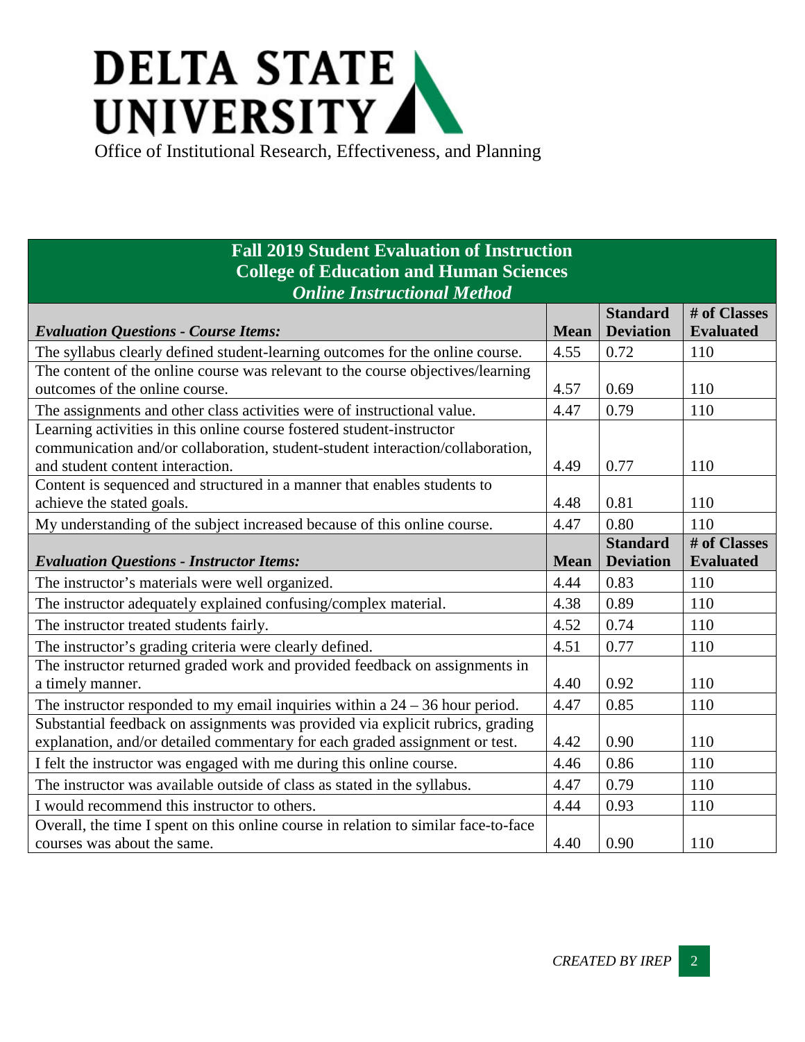# DELTA STATE UNIVERSITY

Office of Institutional Research, Effectiveness, and Planning

## Fall 2019 Student Evaluation of Instruction
## College of Education and Human Sciences
### *Online Instructional Method*

| *Evaluation Questions - Course Items:* | Mean | Standard Deviation | # of Classes Evaluated |
|---|---|---|---|
| The syllabus clearly defined student-learning outcomes for the online course. | 4.55 | 0.72 | 110 |
| The content of the online course was relevant to the course objectives/learning outcomes of the online course. | 4.57 | 0.69 | 110 |
| The assignments and other class activities were of instructional value. | 4.47 | 0.79 | 110 |
| Learning activities in this online course fostered student-instructor communication and/or collaboration, student-student interaction/collaboration, and student content interaction. | 4.49 | 0.77 | 110 |
| Content is sequenced and structured in a manner that enables students to achieve the stated goals. | 4.48 | 0.81 | 110 |
| My understanding of the subject increased because of this online course. | 4.47 | 0.80 | 110 |
| ***Evaluation Questions - Instructor Items:*** | **Mean** | **Standard Deviation** | **# of Classes Evaluated** |
| The instructor's materials were well organized. | 4.44 | 0.83 | 110 |
| The instructor adequately explained confusing/complex material. | 4.38 | 0.89 | 110 |
| The instructor treated students fairly. | 4.52 | 0.74 | 110 |
| The instructor's grading criteria were clearly defined. | 4.51 | 0.77 | 110 |
| The instructor returned graded work and provided feedback on assignments in a timely manner. | 4.40 | 0.92 | 110 |
| The instructor responded to my email inquiries within a 24 – 36 hour period. | 4.47 | 0.85 | 110 |
| Substantial feedback on assignments was provided via explicit rubrics, grading explanation, and/or detailed commentary for each graded assignment or test. | 4.42 | 0.90 | 110 |
| I felt the instructor was engaged with me during this online course. | 4.46 | 0.86 | 110 |
| The instructor was available outside of class as stated in the syllabus. | 4.47 | 0.79 | 110 |
| I would recommend this instructor to others. | 4.44 | 0.93 | 110 |
| Overall, the time I spent on this online course in relation to similar face-to-face courses was about the same. | 4.40 | 0.90 | 110 |

*CREATED BY IREP*